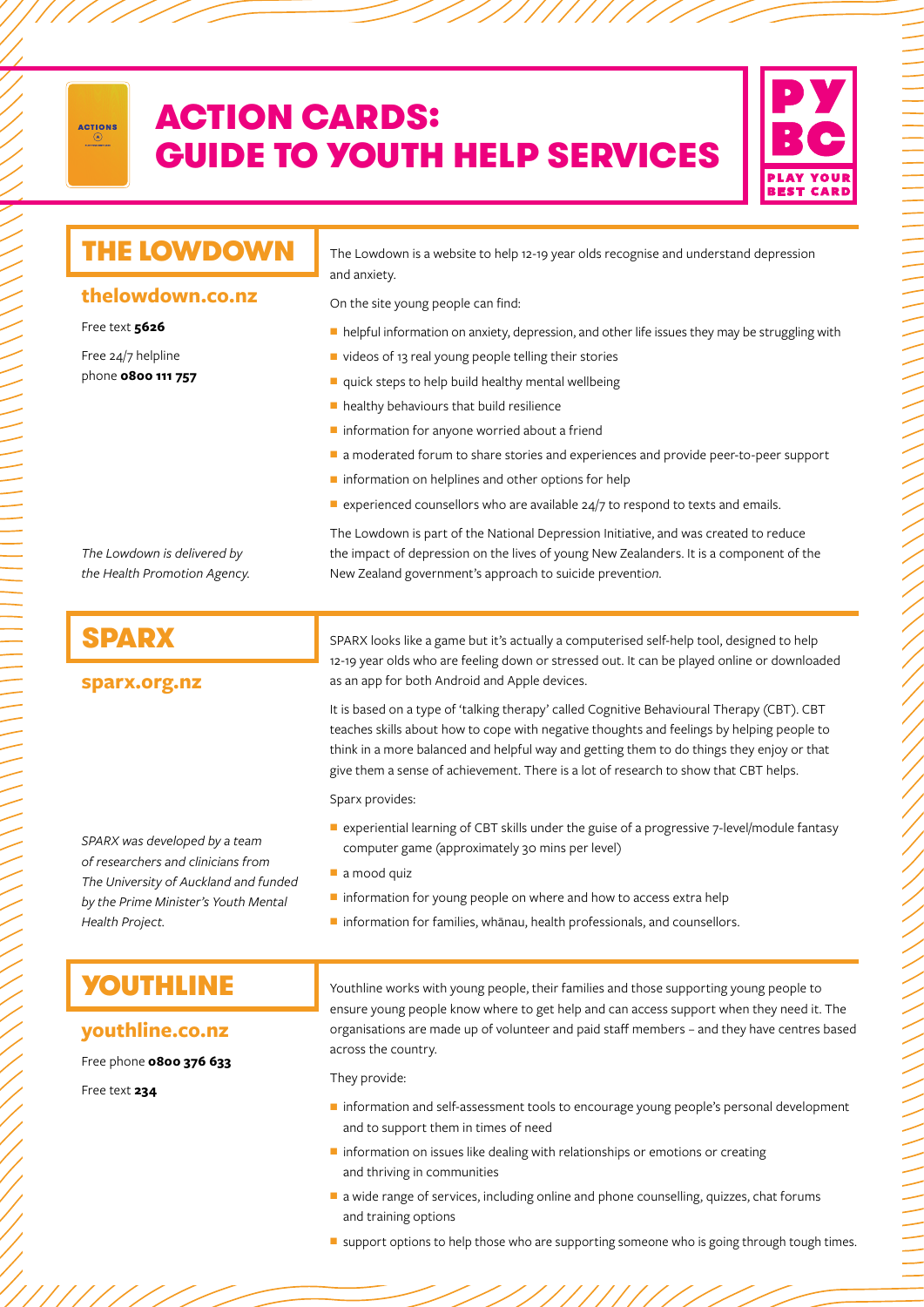# ACTION CARDS: GUIDE TO YOUTH HELP SERVICES

## THE LOWDOWN

### thelowdown.co.nz

Free text **5626**

Free 24/7 helpline phone **0800 111 757**

The Lowdown is a website to help 12-19 year olds recognise and understand depression and anxiety.

On the site young people can find:

- helpful information on anxiety, depression, and other life issues they may be struggling with
- videos of 13 real young people telling their stories
- quick steps to help build healthy mental wellbeing
- healthy behaviours that build resilience
- information for anyone worried about a friend
- a moderated forum to share stories and experiences and provide peer-to-peer support
- information on helplines and other options for help
- experienced counsellors who are available 24/7 to respond to texts and emails.

The Lowdown is part of the National Depression Initiative, and was created to reduce the impact of depression on the lives of young New Zealanders. It is a component of the New Zealand government's approach to suicide prevention.

*The Lowdown is delivered by the Health Promotion Agency.*

## SPARX

### sparx.org.nz

SPARX looks like a game but it's actually a computerised self-help tool, designed to help 12-19 year olds who are feeling down or stressed out. It can be played online or downloaded as an app for both Android and Apple devices.

It is based on a type of 'talking therapy' called Cognitive Behavioural Therapy (CBT). CBT teaches skills about how to cope with negative thoughts and feelings by helping people to think in a more balanced and helpful way and getting them to do things they enjoy or that give them a sense of achievement. There is a lot of research to show that CBT helps.

Sparx provides:

- experiential learning of CBT skills under the guise of a progressive 7-level/module fantasy computer game (approximately 30 mins per level)
- a mood quiz
- information for young people on where and how to access extra help
- information for families, whānau, health professionals, and counsellors.

*SPARX was developed by a team of researchers and clinicians from The University of Auckland and funded by the Prime Minister's Youth Mental Health Project.*

## YOUTHLINE

### youthline.co.nz

Free phone **0800 376 633**

Free text **234**

Youthline works with young people, their families and those supporting young people to ensure young people know where to get help and can access support when they need it. The organisations are made up of volunteer and paid staff members – and they have centres based across the country.

They provide:

- information and self-assessment tools to encourage young people's personal development and to support them in times of need
- information on issues like dealing with relationships or emotions or creating and thriving in communities
- a wide range of services, including online and phone counselling, quizzes, chat forums and training options
- support options to help those who are supporting someone who is going through tough times.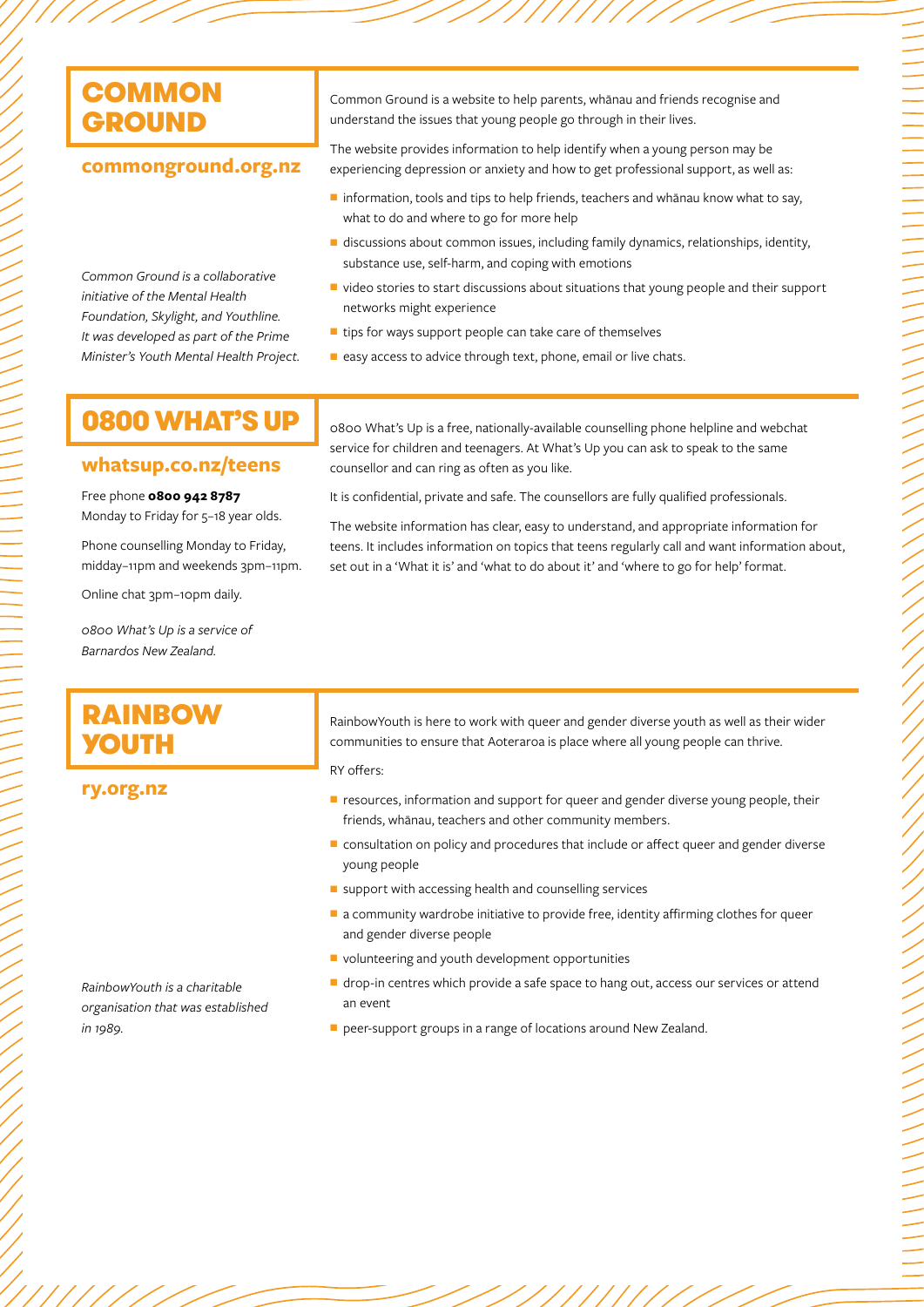## COMMON GROUND

**commonground.org.nz**

*Common Ground is a collaborative initiative of the Mental Health Foundation, Skylight, and Youthline. It was developed as part of the Prime Minister's Youth Mental Health Project.*

Common Ground is a website to help parents, whānau and friends recognise and understand the issues that young people go through in their lives.

The website provides information to help identify when a young person may be experiencing depression or anxiety and how to get professional support, as well as:

- information, tools and tips to help friends, teachers and whānau know what to say, what to do and where to go for more help
- discussions about common issues, including family dynamics, relationships, identity, substance use, self-harm, and coping with emotions
- video stories to start discussions about situations that young people and their support networks might experience
- tips for ways support people can take care of themselves
- easy access to advice through text, phone, email or live chats.

## 0800 WHAT'S UP

**whatsup.co.nz/teens**

Free phone **0800 942 8787**
Monday to Friday for 5–18 year olds.

Phone counselling Monday to Friday, midday–11pm and weekends 3pm–11pm.

Online chat 3pm–10pm daily.

*0800 What's Up is a service of Barnardos New Zealand.*

0800 What's Up is a free, nationally-available counselling phone helpline and webchat service for children and teenagers. At What's Up you can ask to speak to the same counsellor and can ring as often as you like.

It is confidential, private and safe. The counsellors are fully qualified professionals.

The website information has clear, easy to understand, and appropriate information for teens. It includes information on topics that teens regularly call and want information about, set out in a 'What it is' and 'what to do about it' and 'where to go for help' format.

## RAINBOW YOUTH

**ry.org.nz**

*RainbowYouth is a charitable organisation that was established in 1989.*

RainbowYouth is here to work with queer and gender diverse youth as well as their wider communities to ensure that Aoteraroa is place where all young people can thrive.

RY offers:

- resources, information and support for queer and gender diverse young people, their friends, whānau, teachers and other community members.
- consultation on policy and procedures that include or affect queer and gender diverse young people
- support with accessing health and counselling services
- a community wardrobe initiative to provide free, identity affirming clothes for queer and gender diverse people
- volunteering and youth development opportunities
- drop-in centres which provide a safe space to hang out, access our services or attend an event
- peer-support groups in a range of locations around New Zealand.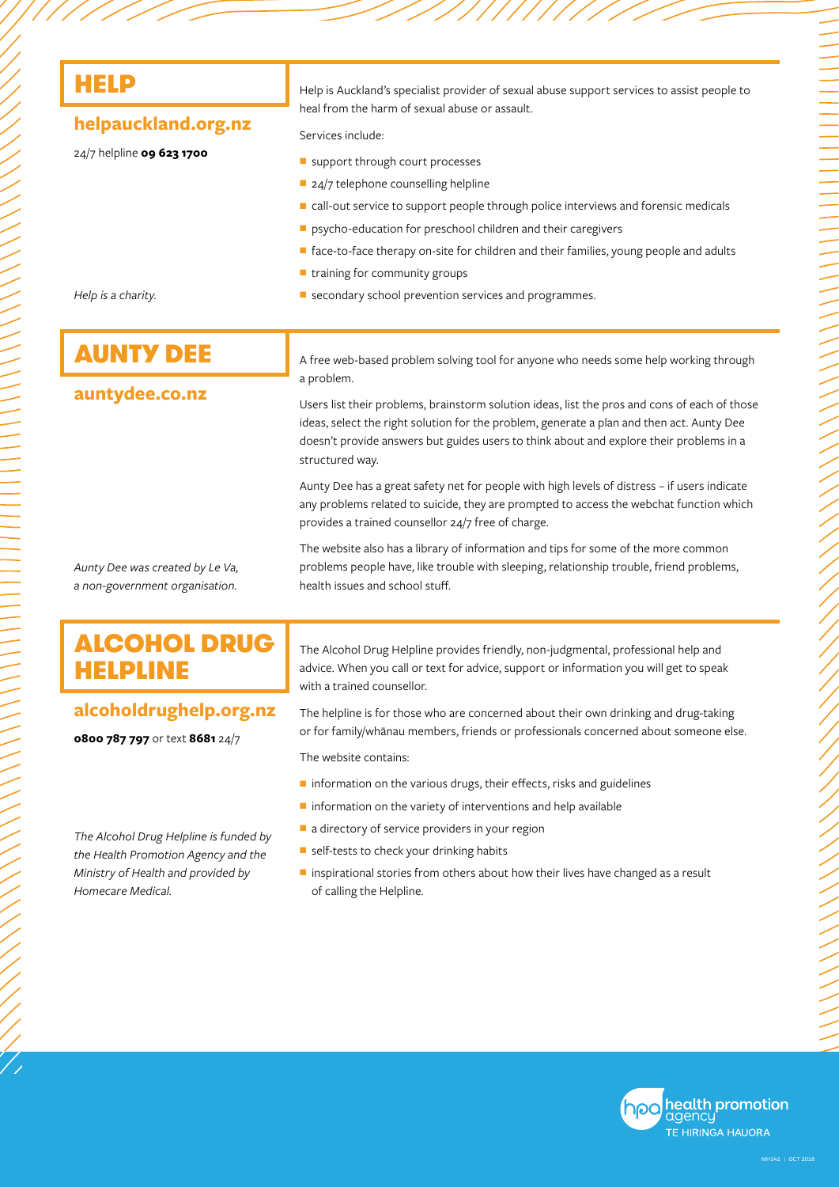## HELP

**helpauckland.org.nz**

24/7 helpline **09 623 1700**

Help is Auckland's specialist provider of sexual abuse support services to assist people to heal from the harm of sexual abuse or assault.

Services include:

- support through court processes
- 24/7 telephone counselling helpline
- call-out service to support people through police interviews and forensic medicals
- psycho-education for preschool children and their caregivers
- face-to-face therapy on-site for children and their families, young people and adults
- training for community groups
- secondary school prevention services and programmes.

*Help is a charity.*

## AUNTY DEE

**auntydee.co.nz**

A free web-based problem solving tool for anyone who needs some help working through a problem.

Users list their problems, brainstorm solution ideas, list the pros and cons of each of those ideas, select the right solution for the problem, generate a plan and then act. Aunty Dee doesn't provide answers but guides users to think about and explore their problems in a structured way.

Aunty Dee has a great safety net for people with high levels of distress – if users indicate any problems related to suicide, they are prompted to access the webchat function which provides a trained counsellor 24/7 free of charge.

The website also has a library of information and tips for some of the more common problems people have, like trouble with sleeping, relationship trouble, friend problems, health issues and school stuff.

*Aunty Dee was created by Le Va, a non-government organisation.*

## ALCOHOL DRUG HELPLINE

**alcoholdrughelp.org.nz**

**0800 787 797** or text **8681** 24/7

The Alcohol Drug Helpline provides friendly, non-judgmental, professional help and advice. When you call or text for advice, support or information you will get to speak with a trained counsellor.

The helpline is for those who are concerned about their own drinking and drug-taking or for family/whānau members, friends or professionals concerned about someone else.

The website contains:

- information on the various drugs, their effects, risks and guidelines
- information on the variety of interventions and help available
- a directory of service providers in your region
- self-tests to check your drinking habits
- inspirational stories from others about how their lives have changed as a result of calling the Helpline.

*The Alcohol Drug Helpline is funded by the Health Promotion Agency and the Ministry of Health and provided by Homecare Medical.*

hpa health promotion agency TE HIRINGA HAUORA

MH142 | OCT 2018